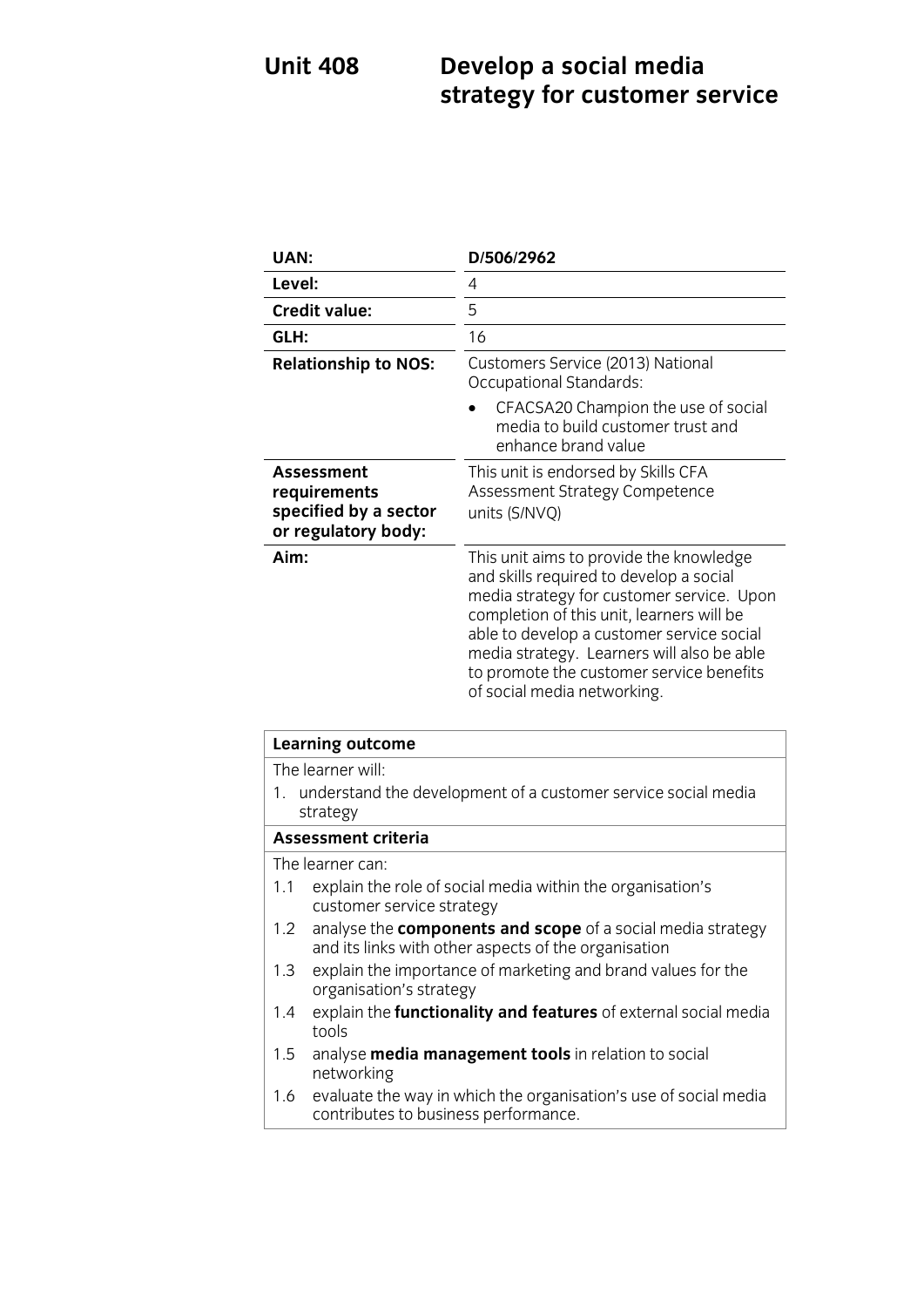# Unit 408 Develop a social media strategy for customer service

| | |
|---|---|
| **UAN:** | **D/506/2962** |
| **Level:** | 4 |
| **Credit value:** | 5 |
| **GLH:** | 16 |
| **Relationship to NOS:** | Customers Service (2013) National Occupational Standards: <br> • CFACSA20 Champion the use of social media to build customer trust and enhance brand value |
| **Assessment requirements specified by a sector or regulatory body:** | This unit is endorsed by Skills CFA Assessment Strategy Competence units (S/NVQ) |
| **Aim:** | This unit aims to provide the knowledge and skills required to develop a social media strategy for customer service. Upon completion of this unit, learners will be able to develop a customer service social media strategy. Learners will also be able to promote the customer service benefits of social media networking. |

| **Learning outcome** |
|---|
| The learner will: <br> 1. understand the development of a customer service social media strategy |
| **Assessment criteria** |
| The learner can: <br> 1.1 explain the role of social media within the organisation's customer service strategy <br> 1.2 analyse the **components and scope** of a social media strategy and its links with other aspects of the organisation <br> 1.3 explain the importance of marketing and brand values for the organisation's strategy <br> 1.4 explain the **functionality and features** of external social media tools <br> 1.5 analyse **media management tools** in relation to social networking <br> 1.6 evaluate the way in which the organisation's use of social media contributes to business performance. |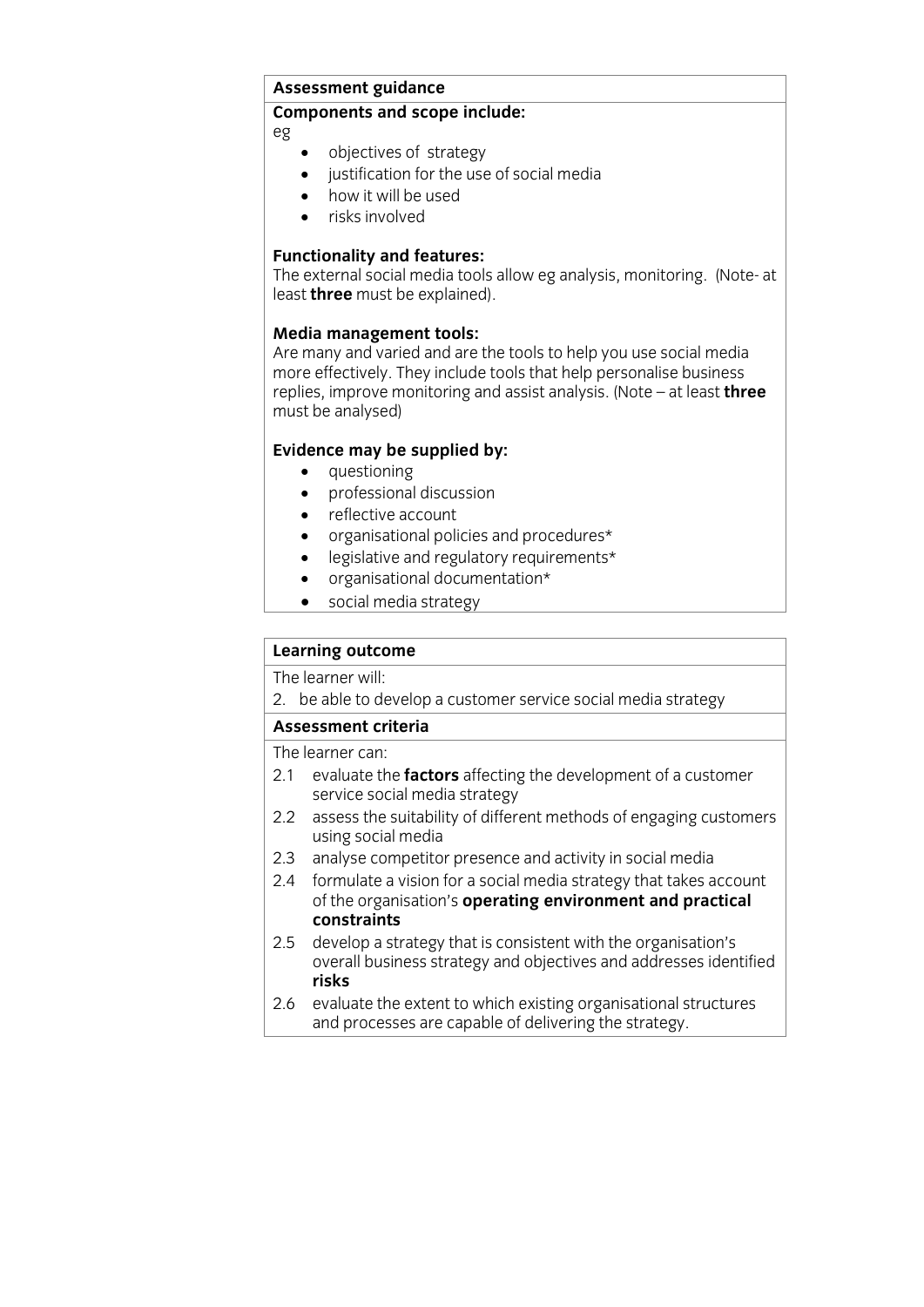**Assessment guidance**

**Components and scope include:**

eg

- objectives of strategy
- justification for the use of social media
- how it will be used
- risks involved

**Functionality and features:**

The external social media tools allow eg analysis, monitoring. (Note- at least **three** must be explained).

**Media management tools:**

Are many and varied and are the tools to help you use social media more effectively. They include tools that help personalise business replies, improve monitoring and assist analysis. (Note – at least **three** must be analysed)

**Evidence may be supplied by:**

- questioning
- professional discussion
- reflective account
- organisational policies and procedures*
- legislative and regulatory requirements*
- organisational documentation*
- social media strategy

**Learning outcome**

The learner will:

2. be able to develop a customer service social media strategy

**Assessment criteria**

The learner can:

2.1 evaluate the **factors** affecting the development of a customer service social media strategy

2.2 assess the suitability of different methods of engaging customers using social media

2.3 analyse competitor presence and activity in social media

2.4 formulate a vision for a social media strategy that takes account of the organisation's **operating environment and practical constraints**

2.5 develop a strategy that is consistent with the organisation's overall business strategy and objectives and addresses identified **risks**

2.6 evaluate the extent to which existing organisational structures and processes are capable of delivering the strategy.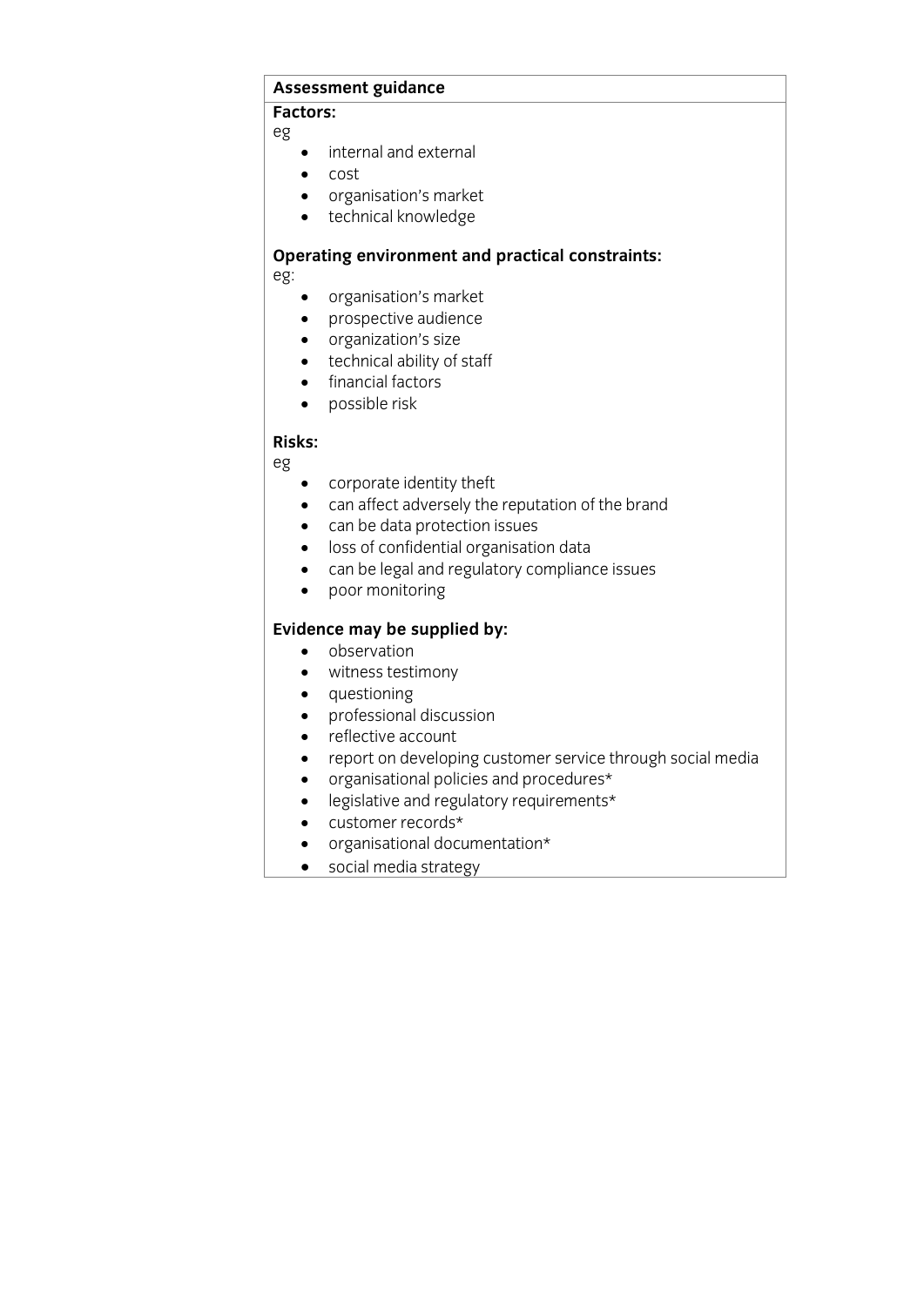## Assessment guidance

**Factors:**

eg

- internal and external
- cost
- organisation's market
- technical knowledge

**Operating environment and practical constraints:**

eg:

- organisation's market
- prospective audience
- organization's size
- technical ability of staff
- financial factors
- possible risk

**Risks:**

eg

- corporate identity theft
- can affect adversely the reputation of the brand
- can be data protection issues
- loss of confidential organisation data
- can be legal and regulatory compliance issues
- poor monitoring

**Evidence may be supplied by:**

- observation
- witness testimony
- questioning
- professional discussion
- reflective account
- report on developing customer service through social media
- organisational policies and procedures*
- legislative and regulatory requirements*
- customer records*
- organisational documentation*
- social media strategy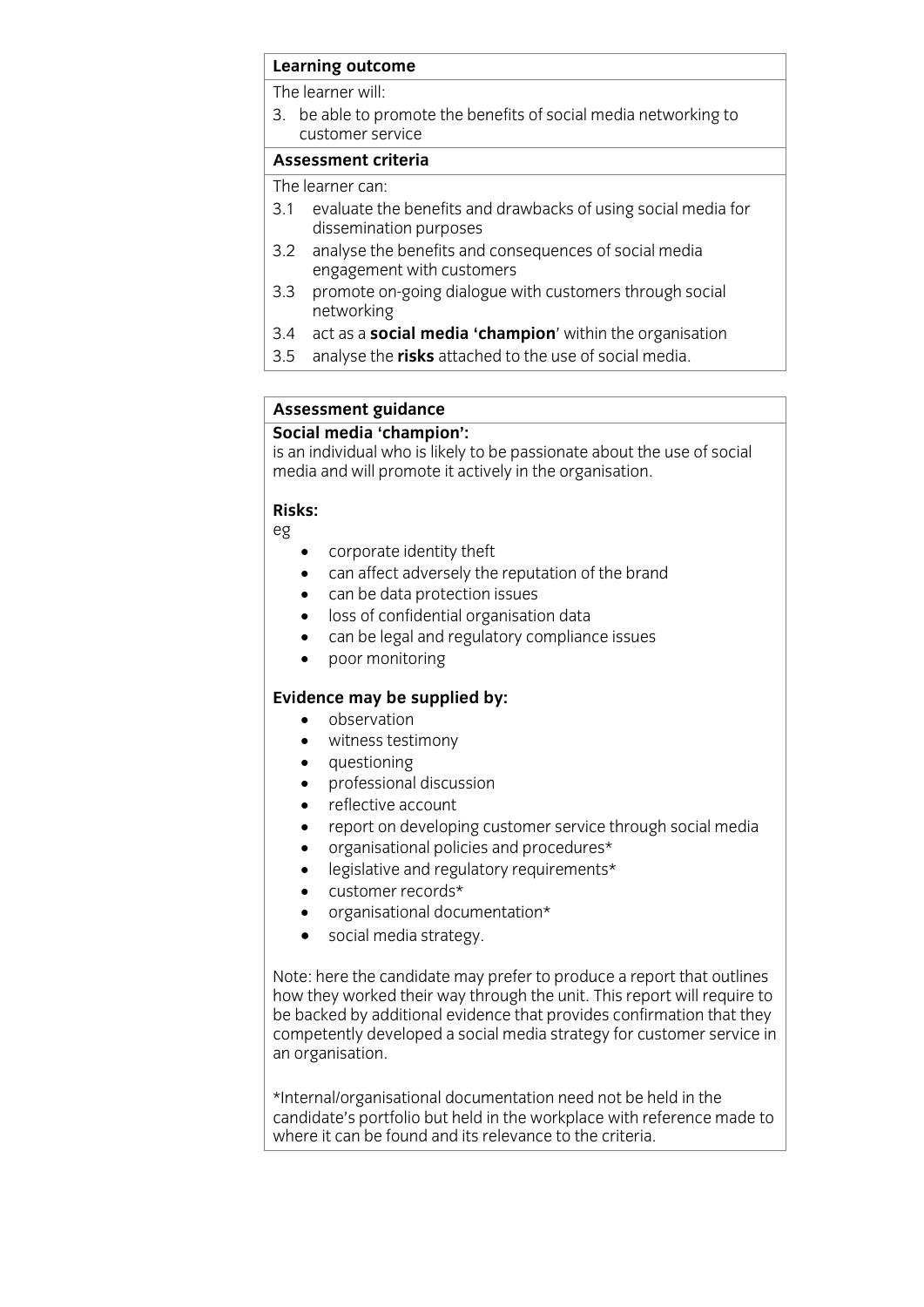**Learning outcome**

The learner will:

3. be able to promote the benefits of social media networking to customer service

**Assessment criteria**

The learner can:

3.1 evaluate the benefits and drawbacks of using social media for dissemination purposes

3.2 analyse the benefits and consequences of social media engagement with customers

3.3 promote on-going dialogue with customers through social networking

3.4 act as a **social media 'champion**' within the organisation

3.5 analyse the **risks** attached to the use of social media.

**Assessment guidance**

**Social media 'champion':**

is an individual who is likely to be passionate about the use of social media and will promote it actively in the organisation.

**Risks:**

eg

- corporate identity theft
- can affect adversely the reputation of the brand
- can be data protection issues
- loss of confidential organisation data
- can be legal and regulatory compliance issues
- poor monitoring

**Evidence may be supplied by:**

- observation
- witness testimony
- questioning
- professional discussion
- reflective account
- report on developing customer service through social media
- organisational policies and procedures*
- legislative and regulatory requirements*
- customer records*
- organisational documentation*
- social media strategy.

Note: here the candidate may prefer to produce a report that outlines how they worked their way through the unit. This report will require to be backed by additional evidence that provides confirmation that they competently developed a social media strategy for customer service in an organisation.

*Internal/organisational documentation need not be held in the candidate's portfolio but held in the workplace with reference made to where it can be found and its relevance to the criteria.